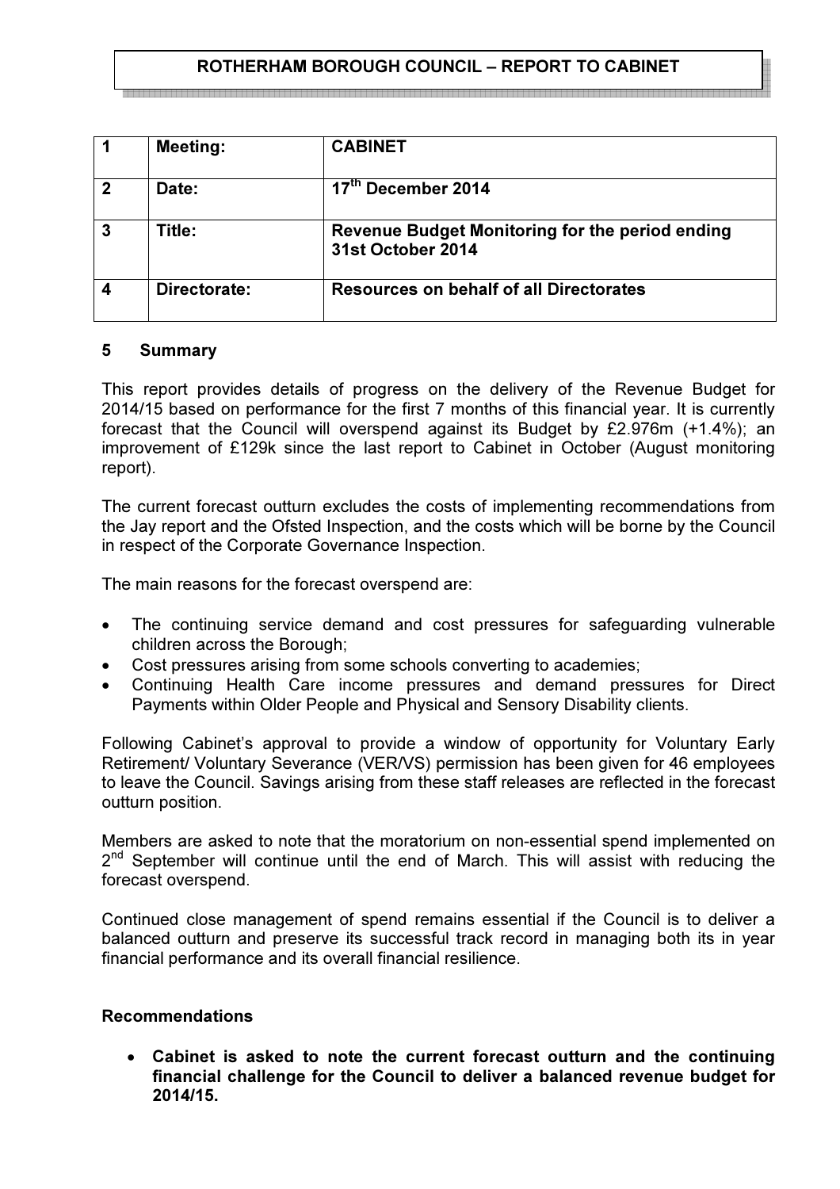# ROTHERHAM BOROUGH COUNCIL – REPORT TO CABINET

| | | |
|---|---|---|
| **1** | **Meeting:** | **CABINET** |
| **2** | **Date:** | **17th December 2014** |
| **3** | **Title:** | **Revenue Budget Monitoring for the period ending 31st October 2014** |
| **4** | **Directorate:** | **Resources on behalf of all Directorates** |

## 5 Summary

This report provides details of progress on the delivery of the Revenue Budget for 2014/15 based on performance for the first 7 months of this financial year. It is currently forecast that the Council will overspend against its Budget by £2.976m (+1.4%); an improvement of £129k since the last report to Cabinet in October (August monitoring report).

The current forecast outturn excludes the costs of implementing recommendations from the Jay report and the Ofsted Inspection, and the costs which will be borne by the Council in respect of the Corporate Governance Inspection.

The main reasons for the forecast overspend are:

- The continuing service demand and cost pressures for safeguarding vulnerable children across the Borough;
- Cost pressures arising from some schools converting to academies;
- Continuing Health Care income pressures and demand pressures for Direct Payments within Older People and Physical and Sensory Disability clients.

Following Cabinet's approval to provide a window of opportunity for Voluntary Early Retirement/ Voluntary Severance (VER/VS) permission has been given for 46 employees to leave the Council. Savings arising from these staff releases are reflected in the forecast outturn position.

Members are asked to note that the moratorium on non-essential spend implemented on 2nd September will continue until the end of March. This will assist with reducing the forecast overspend.

Continued close management of spend remains essential if the Council is to deliver a balanced outturn and preserve its successful track record in managing both its in year financial performance and its overall financial resilience.

### Recommendations

- **Cabinet is asked to note the current forecast outturn and the continuing financial challenge for the Council to deliver a balanced revenue budget for 2014/15.**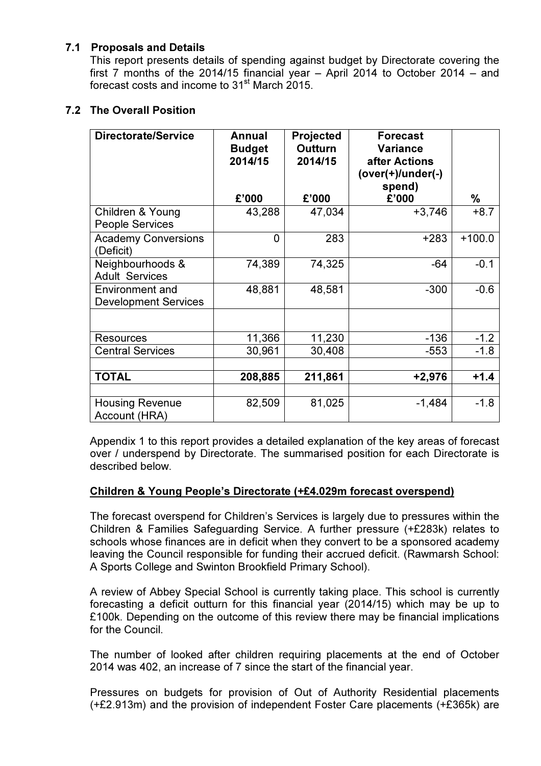### 7.1 Proposals and Details

This report presents details of spending against budget by Directorate covering the first 7 months of the 2014/15 financial year – April 2014 to October 2014 – and forecast costs and income to 31st March 2015.

### 7.2 The Overall Position

| Directorate/Service | Annual Budget 2014/15<br><br>£'000 | Projected Outturn 2014/15<br><br>£'000 | Forecast Variance after Actions (over(+)/under(-) spend)<br>£'000 | <br><br>% |
|---|---|---|---|---|
| Children & Young People Services | 43,288 | 47,034 | +3,746 | +8.7 |
| Academy Conversions (Deficit) | 0 | 283 | +283 | +100.0 |
| Neighbourhoods & Adult Services | 74,389 | 74,325 | -64 | -0.1 |
| Environment and Development Services | 48,881 | 48,581 | -300 | -0.6 |
| | | | | |
| Resources | 11,366 | 11,230 | -136 | -1.2 |
| Central Services | 30,961 | 30,408 | -553 | -1.8 |
| | | | | |
| **TOTAL** | **208,885** | **211,861** | **+2,976** | **+1.4** |
| | | | | |
| Housing Revenue Account (HRA) | 82,509 | 81,025 | -1,484 | -1.8 |

Appendix 1 to this report provides a detailed explanation of the key areas of forecast over / underspend by Directorate. The summarised position for each Directorate is described below.

**Children & Young People's Directorate (+£4.029m forecast overspend)**

The forecast overspend for Children's Services is largely due to pressures within the Children & Families Safeguarding Service. A further pressure (+£283k) relates to schools whose finances are in deficit when they convert to be a sponsored academy leaving the Council responsible for funding their accrued deficit. (Rawmarsh School: A Sports College and Swinton Brookfield Primary School).

A review of Abbey Special School is currently taking place. This school is currently forecasting a deficit outturn for this financial year (2014/15) which may be up to £100k. Depending on the outcome of this review there may be financial implications for the Council.

The number of looked after children requiring placements at the end of October 2014 was 402, an increase of 7 since the start of the financial year.

Pressures on budgets for provision of Out of Authority Residential placements (+£2.913m) and the provision of independent Foster Care placements (+£365k) are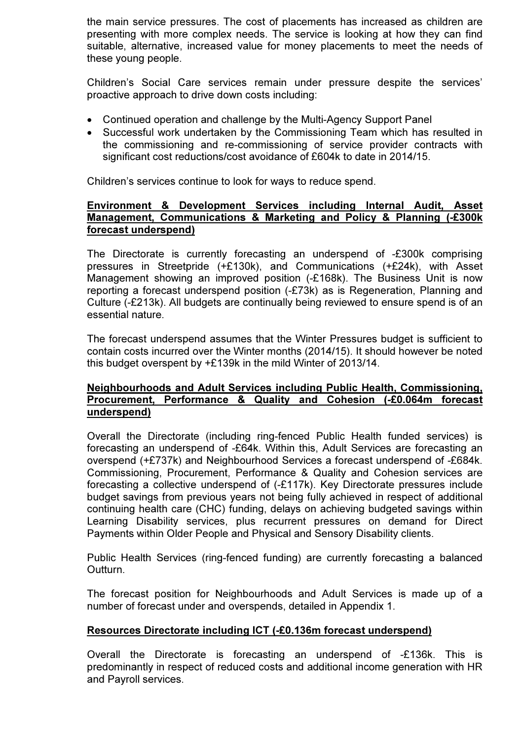the main service pressures. The cost of placements has increased as children are presenting with more complex needs. The service is looking at how they can find suitable, alternative, increased value for money placements to meet the needs of these young people.

Children's Social Care services remain under pressure despite the services' proactive approach to drive down costs including:

- Continued operation and challenge by the Multi-Agency Support Panel
- Successful work undertaken by the Commissioning Team which has resulted in the commissioning and re-commissioning of service provider contracts with significant cost reductions/cost avoidance of £604k to date in 2014/15.

Children's services continue to look for ways to reduce spend.

**Environment & Development Services including Internal Audit, Asset Management, Communications & Marketing and Policy & Planning (-£300k forecast underspend)**

The Directorate is currently forecasting an underspend of -£300k comprising pressures in Streetpride (+£130k), and Communications (+£24k), with Asset Management showing an improved position (-£168k). The Business Unit is now reporting a forecast underspend position (-£73k) as is Regeneration, Planning and Culture (-£213k). All budgets are continually being reviewed to ensure spend is of an essential nature.

The forecast underspend assumes that the Winter Pressures budget is sufficient to contain costs incurred over the Winter months (2014/15). It should however be noted this budget overspent by +£139k in the mild Winter of 2013/14.

**Neighbourhoods and Adult Services including Public Health, Commissioning, Procurement, Performance & Quality and Cohesion (-£0.064m forecast underspend)**

Overall the Directorate (including ring-fenced Public Health funded services) is forecasting an underspend of -£64k. Within this, Adult Services are forecasting an overspend (+£737k) and Neighbourhood Services a forecast underspend of -£684k. Commissioning, Procurement, Performance & Quality and Cohesion services are forecasting a collective underspend of (-£117k). Key Directorate pressures include budget savings from previous years not being fully achieved in respect of additional continuing health care (CHC) funding, delays on achieving budgeted savings within Learning Disability services, plus recurrent pressures on demand for Direct Payments within Older People and Physical and Sensory Disability clients.

Public Health Services (ring-fenced funding) are currently forecasting a balanced Outturn.

The forecast position for Neighbourhoods and Adult Services is made up of a number of forecast under and overspends, detailed in Appendix 1.

**Resources Directorate including ICT (-£0.136m forecast underspend)**

Overall the Directorate is forecasting an underspend of -£136k. This is predominantly in respect of reduced costs and additional income generation with HR and Payroll services.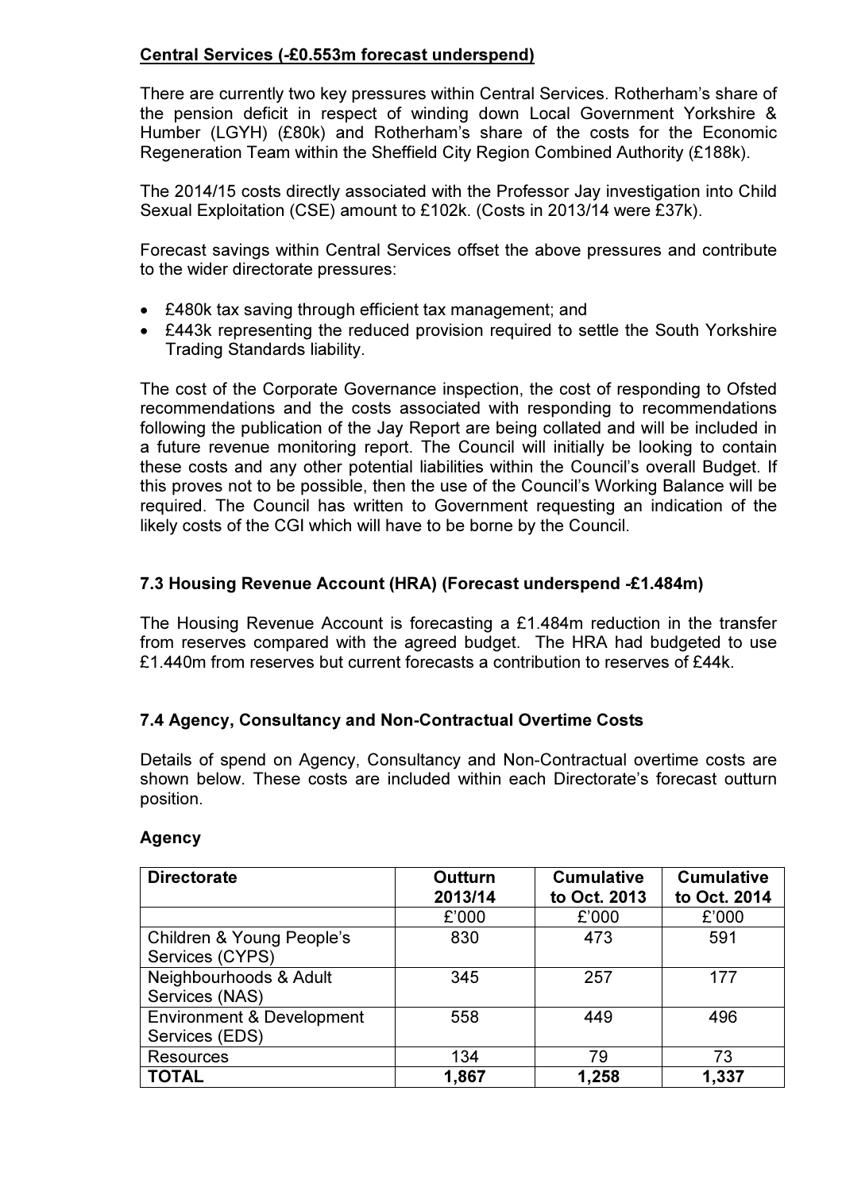**Central Services (-£0.553m forecast underspend)**

There are currently two key pressures within Central Services. Rotherham's share of the pension deficit in respect of winding down Local Government Yorkshire & Humber (LGYH) (£80k) and Rotherham's share of the costs for the Economic Regeneration Team within the Sheffield City Region Combined Authority (£188k).

The 2014/15 costs directly associated with the Professor Jay investigation into Child Sexual Exploitation (CSE) amount to £102k. (Costs in 2013/14 were £37k).

Forecast savings within Central Services offset the above pressures and contribute to the wider directorate pressures:

- £480k tax saving through efficient tax management; and
- £443k representing the reduced provision required to settle the South Yorkshire Trading Standards liability.

The cost of the Corporate Governance inspection, the cost of responding to Ofsted recommendations and the costs associated with responding to recommendations following the publication of the Jay Report are being collated and will be included in a future revenue monitoring report. The Council will initially be looking to contain these costs and any other potential liabilities within the Council's overall Budget. If this proves not to be possible, then the use of the Council's Working Balance will be required. The Council has written to Government requesting an indication of the likely costs of the CGI which will have to be borne by the Council.

### 7.3 Housing Revenue Account (HRA) (Forecast underspend -£1.484m)

The Housing Revenue Account is forecasting a £1.484m reduction in the transfer from reserves compared with the agreed budget. The HRA had budgeted to use £1.440m from reserves but current forecasts a contribution to reserves of £44k.

### 7.4 Agency, Consultancy and Non-Contractual Overtime Costs

Details of spend on Agency, Consultancy and Non-Contractual overtime costs are shown below. These costs are included within each Directorate's forecast outturn position.

**Agency**

| Directorate | Outturn 2013/14 | Cumulative to Oct. 2013 | Cumulative to Oct. 2014 |
|---|---|---|---|
| | £'000 | £'000 | £'000 |
| Children & Young People's Services (CYPS) | 830 | 473 | 591 |
| Neighbourhoods & Adult Services (NAS) | 345 | 257 | 177 |
| Environment & Development Services (EDS) | 558 | 449 | 496 |
| Resources | 134 | 79 | 73 |
| **TOTAL** | **1,867** | **1,258** | **1,337** |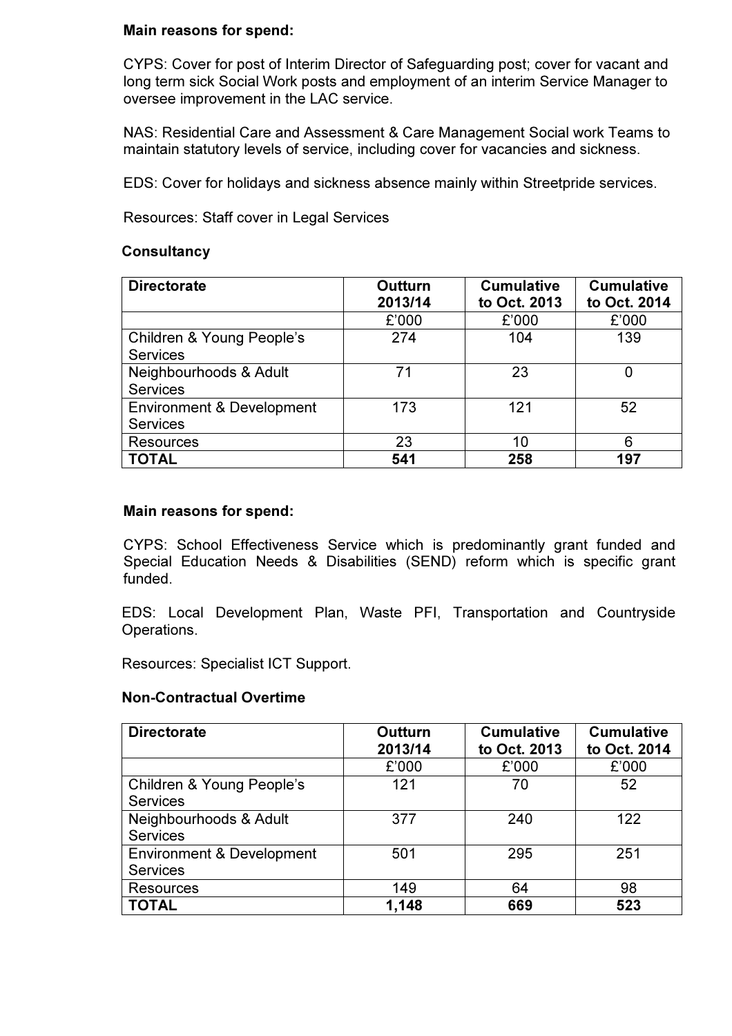**Main reasons for spend:**

CYPS: Cover for post of Interim Director of Safeguarding post; cover for vacant and long term sick Social Work posts and employment of an interim Service Manager to oversee improvement in the LAC service.

NAS: Residential Care and Assessment & Care Management Social work Teams to maintain statutory levels of service, including cover for vacancies and sickness.

EDS: Cover for holidays and sickness absence mainly within Streetpride services.

Resources: Staff cover in Legal Services

**Consultancy**

| Directorate | Outturn 2013/14 | Cumulative to Oct. 2013 | Cumulative to Oct. 2014 |
|---|---|---|---|
| | £'000 | £'000 | £'000 |
| Children & Young People's Services | 274 | 104 | 139 |
| Neighbourhoods & Adult Services | 71 | 23 | 0 |
| Environment & Development Services | 173 | 121 | 52 |
| Resources | 23 | 10 | 6 |
| **TOTAL** | **541** | **258** | **197** |

**Main reasons for spend:**

CYPS: School Effectiveness Service which is predominantly grant funded and Special Education Needs & Disabilities (SEND) reform which is specific grant funded.

EDS: Local Development Plan, Waste PFI, Transportation and Countryside Operations.

Resources: Specialist ICT Support.

**Non-Contractual Overtime**

| Directorate | Outturn 2013/14 | Cumulative to Oct. 2013 | Cumulative to Oct. 2014 |
|---|---|---|---|
| | £'000 | £'000 | £'000 |
| Children & Young People's Services | 121 | 70 | 52 |
| Neighbourhoods & Adult Services | 377 | 240 | 122 |
| Environment & Development Services | 501 | 295 | 251 |
| Resources | 149 | 64 | 98 |
| **TOTAL** | **1,148** | **669** | **523** |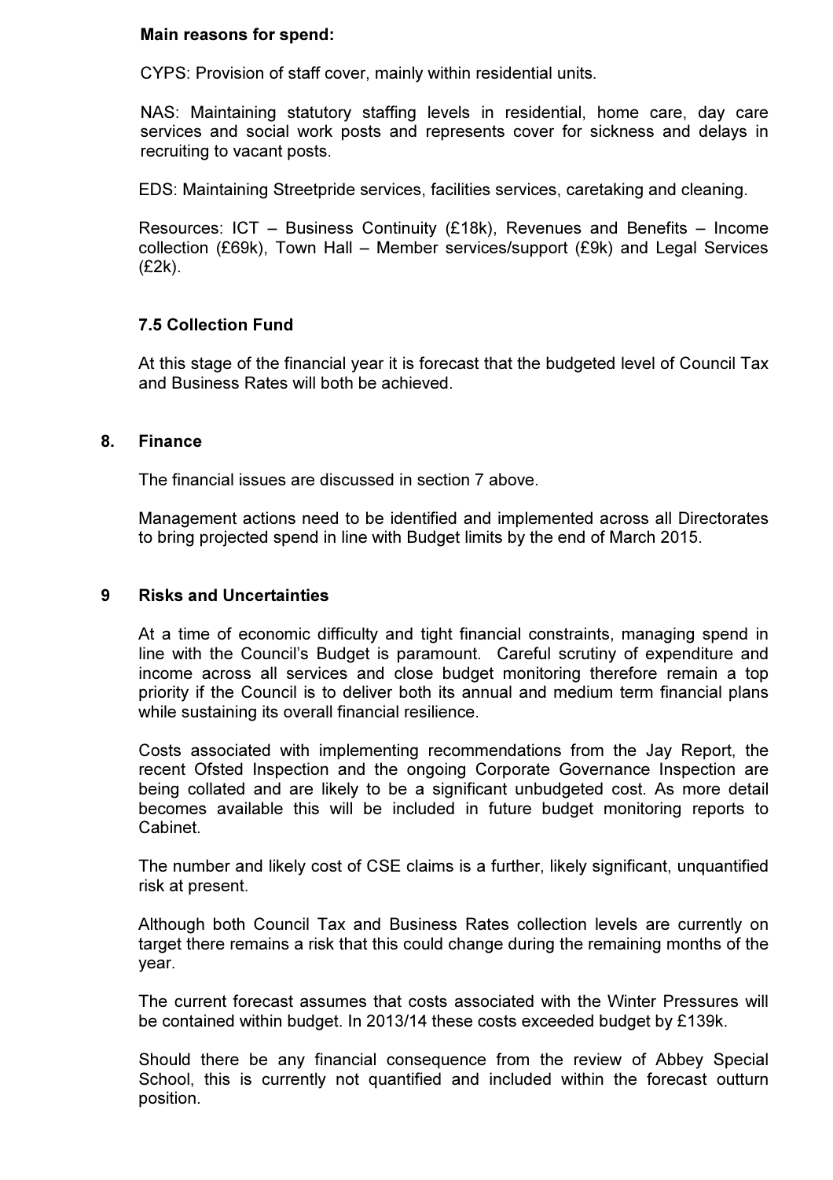**Main reasons for spend:**

CYPS: Provision of staff cover, mainly within residential units.

NAS: Maintaining statutory staffing levels in residential, home care, day care services and social work posts and represents cover for sickness and delays in recruiting to vacant posts.

EDS: Maintaining Streetpride services, facilities services, caretaking and cleaning.

Resources: ICT – Business Continuity (£18k), Revenues and Benefits – Income collection (£69k), Town Hall – Member services/support (£9k) and Legal Services (£2k).

### 7.5 Collection Fund

At this stage of the financial year it is forecast that the budgeted level of Council Tax and Business Rates will both be achieved.

## 8. Finance

The financial issues are discussed in section 7 above.

Management actions need to be identified and implemented across all Directorates to bring projected spend in line with Budget limits by the end of March 2015.

## 9 Risks and Uncertainties

At a time of economic difficulty and tight financial constraints, managing spend in line with the Council's Budget is paramount. Careful scrutiny of expenditure and income across all services and close budget monitoring therefore remain a top priority if the Council is to deliver both its annual and medium term financial plans while sustaining its overall financial resilience.

Costs associated with implementing recommendations from the Jay Report, the recent Ofsted Inspection and the ongoing Corporate Governance Inspection are being collated and are likely to be a significant unbudgeted cost. As more detail becomes available this will be included in future budget monitoring reports to Cabinet.

The number and likely cost of CSE claims is a further, likely significant, unquantified risk at present.

Although both Council Tax and Business Rates collection levels are currently on target there remains a risk that this could change during the remaining months of the year.

The current forecast assumes that costs associated with the Winter Pressures will be contained within budget. In 2013/14 these costs exceeded budget by £139k.

Should there be any financial consequence from the review of Abbey Special School, this is currently not quantified and included within the forecast outturn position.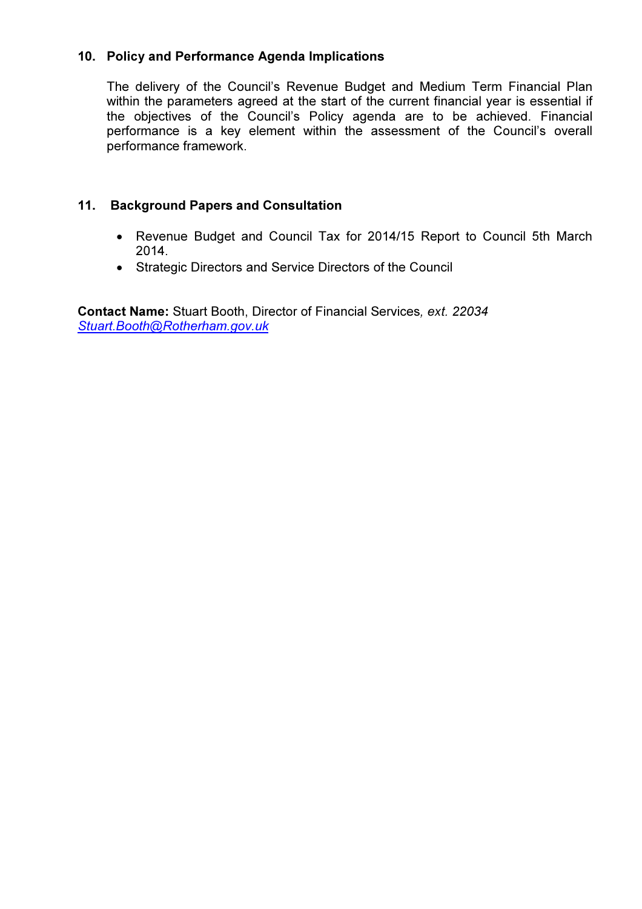## 10. Policy and Performance Agenda Implications

The delivery of the Council's Revenue Budget and Medium Term Financial Plan within the parameters agreed at the start of the current financial year is essential if the objectives of the Council's Policy agenda are to be achieved. Financial performance is a key element within the assessment of the Council's overall performance framework.

## 11. Background Papers and Consultation

- Revenue Budget and Council Tax for 2014/15 Report to Council 5th March 2014.
- Strategic Directors and Service Directors of the Council

**Contact Name:** Stuart Booth, Director of Financial Services*, ext. 22034*
*Stuart.Booth@Rotherham.gov.uk*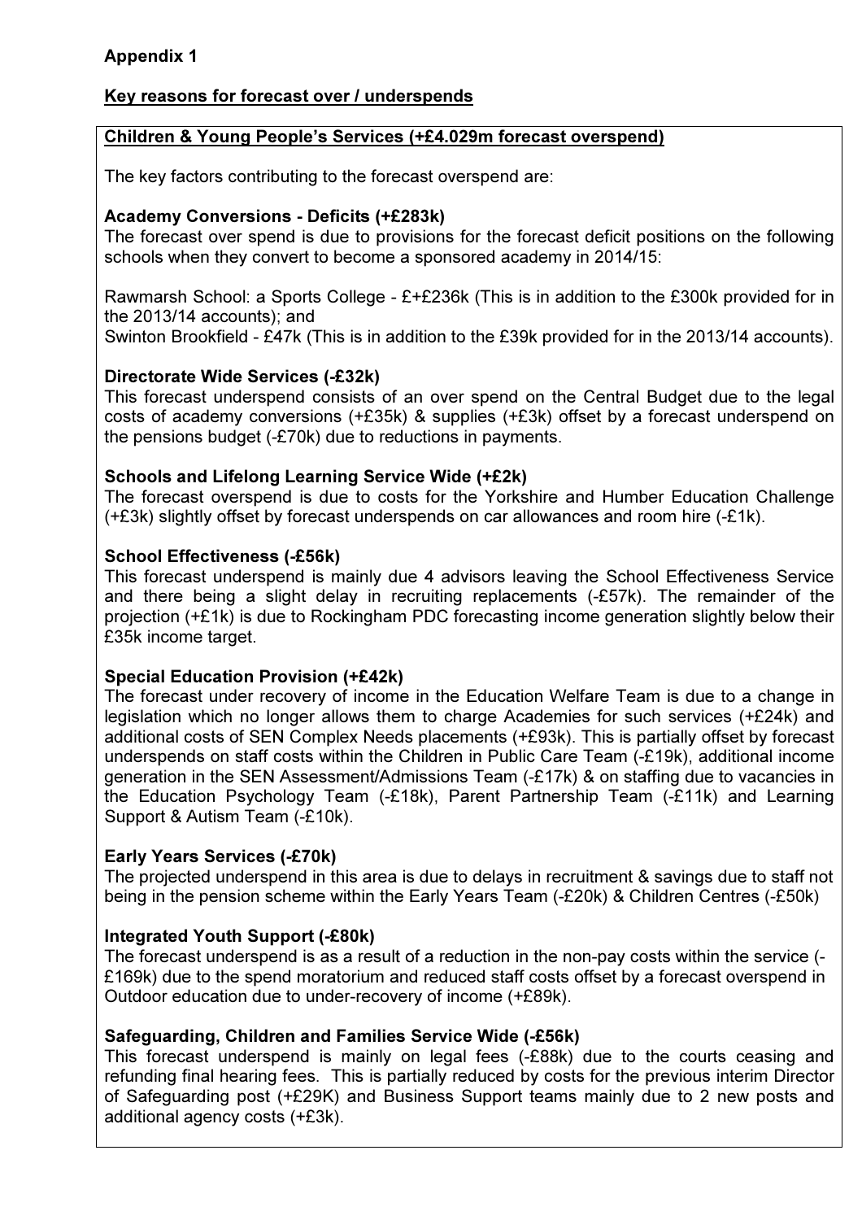**Appendix 1**

**Key reasons for forecast over / underspends**

**Children & Young People's Services (+£4.029m forecast overspend)**

The key factors contributing to the forecast overspend are:

**Academy Conversions - Deficits (+£283k)**
The forecast over spend is due to provisions for the forecast deficit positions on the following schools when they convert to become a sponsored academy in 2014/15:

Rawmarsh School: a Sports College - £+£236k (This is in addition to the £300k provided for in the 2013/14 accounts); and
Swinton Brookfield - £47k (This is in addition to the £39k provided for in the 2013/14 accounts).

**Directorate Wide Services (-£32k)**
This forecast underspend consists of an over spend on the Central Budget due to the legal costs of academy conversions (+£35k) & supplies (+£3k) offset by a forecast underspend on the pensions budget (-£70k) due to reductions in payments.

**Schools and Lifelong Learning Service Wide (+£2k)**
The forecast overspend is due to costs for the Yorkshire and Humber Education Challenge (+£3k) slightly offset by forecast underspends on car allowances and room hire (-£1k).

**School Effectiveness (-£56k)**
This forecast underspend is mainly due 4 advisors leaving the School Effectiveness Service and there being a slight delay in recruiting replacements (-£57k). The remainder of the projection (+£1k) is due to Rockingham PDC forecasting income generation slightly below their £35k income target.

**Special Education Provision (+£42k)**
The forecast under recovery of income in the Education Welfare Team is due to a change in legislation which no longer allows them to charge Academies for such services (+£24k) and additional costs of SEN Complex Needs placements (+£93k). This is partially offset by forecast underspends on staff costs within the Children in Public Care Team (-£19k), additional income generation in the SEN Assessment/Admissions Team (-£17k) & on staffing due to vacancies in the Education Psychology Team (-£18k), Parent Partnership Team (-£11k) and Learning Support & Autism Team (-£10k).

**Early Years Services (-£70k)**
The projected underspend in this area is due to delays in recruitment & savings due to staff not being in the pension scheme within the Early Years Team (-£20k) & Children Centres (-£50k)

**Integrated Youth Support (-£80k)**
The forecast underspend is as a result of a reduction in the non-pay costs within the service (-£169k) due to the spend moratorium and reduced staff costs offset by a forecast overspend in Outdoor education due to under-recovery of income (+£89k).

**Safeguarding, Children and Families Service Wide (-£56k)**
This forecast underspend is mainly on legal fees (-£88k) due to the courts ceasing and refunding final hearing fees. This is partially reduced by costs for the previous interim Director of Safeguarding post (+£29K) and Business Support teams mainly due to 2 new posts and additional agency costs (+£3k).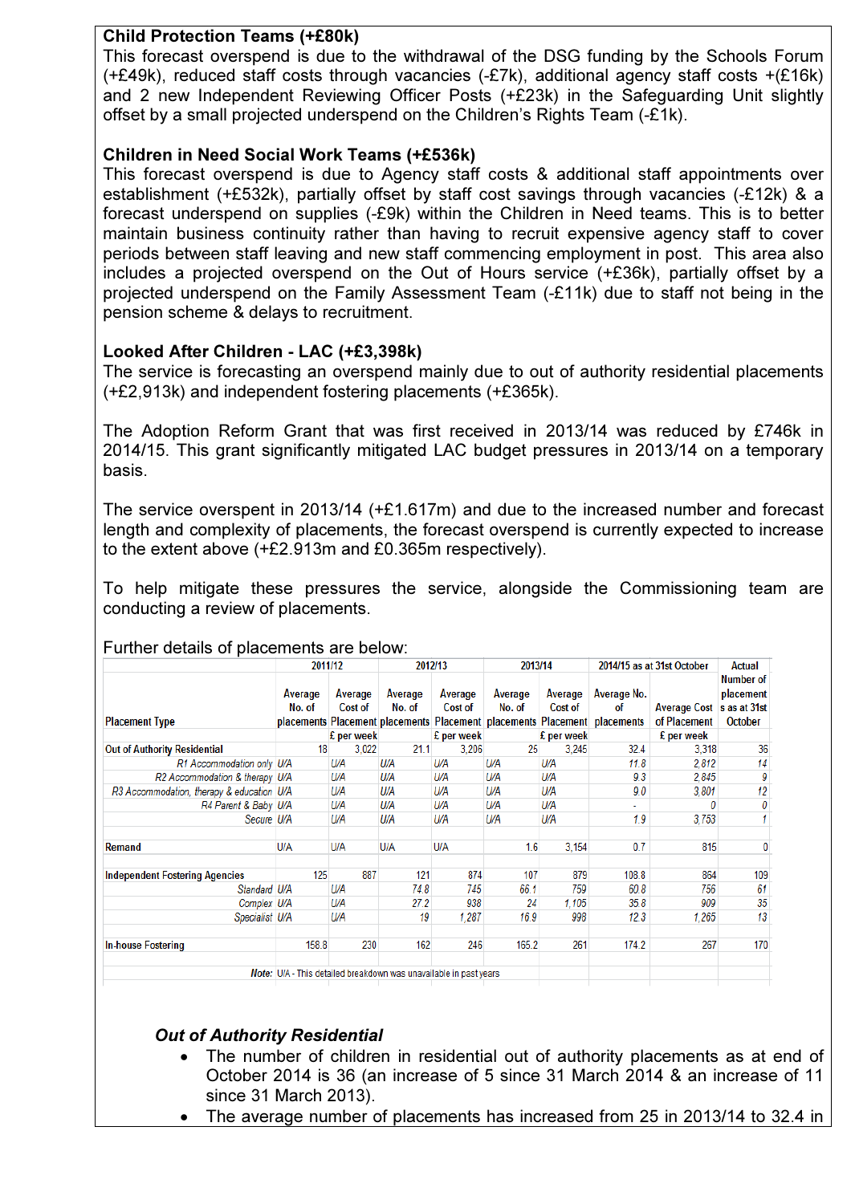**Child Protection Teams (+£80k)**
This forecast overspend is due to the withdrawal of the DSG funding by the Schools Forum (+£49k), reduced staff costs through vacancies (-£7k), additional agency staff costs +(£16k) and 2 new Independent Reviewing Officer Posts (+£23k) in the Safeguarding Unit slightly offset by a small projected underspend on the Children's Rights Team (-£1k).

**Children in Need Social Work Teams (+£536k)**
This forecast overspend is due to Agency staff costs & additional staff appointments over establishment (+£532k), partially offset by staff cost savings through vacancies (-£12k) & a forecast underspend on supplies (-£9k) within the Children in Need teams. This is to better maintain business continuity rather than having to recruit expensive agency staff to cover periods between staff leaving and new staff commencing employment in post. This area also includes a projected overspend on the Out of Hours service (+£36k), partially offset by a projected underspend on the Family Assessment Team (-£11k) due to staff not being in the pension scheme & delays to recruitment.

**Looked After Children - LAC (+£3,398k)**
The service is forecasting an overspend mainly due to out of authority residential placements (+£2,913k) and independent fostering placements (+£365k).

The Adoption Reform Grant that was first received in 2013/14 was reduced by £746k in 2014/15. This grant significantly mitigated LAC budget pressures in 2013/14 on a temporary basis.

The service overspent in 2013/14 (+£1.617m) and due to the increased number and forecast length and complexity of placements, the forecast overspend is currently expected to increase to the extent above (+£2.913m and £0.365m respectively).

To help mitigate these pressures the service, alongside the Commissioning team are conducting a review of placements.

Further details of placements are below:

| Placement Type | 2011/12 Average No. of placements | 2011/12 Average Cost of Placement £ per week | 2012/13 Average No. of placements | 2012/13 Average Cost of Placement £ per week | 2013/14 Average No. of placements | 2013/14 Average Cost of Placement £ per week | 2014/15 as at 31st October Average No. of placements | 2014/15 as at 31st October Average Cost of Placement £ per week | Actual Number of placements as at 31st October |
|---|---|---|---|---|---|---|---|---|---|
| Out of Authority Residential | 18 | 3,022 | 21.1 | 3,206 | 25 | 3,245 | 32.4 | 3,318 | 36 |
| *R1 Accommodation only* | *U/A* | *U/A* | *U/A* | *U/A* | *U/A* | *U/A* | *11.8* | *2,812* | *14* |
| *R2 Accommodation & therapy* | *U/A* | *U/A* | *U/A* | *U/A* | *U/A* | *U/A* | *9.3* | *2,845* | *9* |
| *R3 Accommodation, therapy & education* | *U/A* | *U/A* | *U/A* | *U/A* | *U/A* | *U/A* | *9.0* | *3,801* | *12* |
| *R4 Parent & Baby* | *U/A* | *U/A* | *U/A* | *U/A* | *U/A* | *U/A* | *-* | *0* | *0* |
| *Secure* | *U/A* | *U/A* | *U/A* | *U/A* | *U/A* | *U/A* | *1.9* | *3,753* | *1* |
| | | | | | | | | | |
| Remand | U/A | U/A | U/A | U/A | 1.6 | 3,154 | 0.7 | 815 | 0 |
| | | | | | | | | | |
| Independent Fostering Agencies | 125 | 887 | 121 | 874 | 107 | 879 | 108.8 | 864 | 109 |
| *Standard* | *U/A* | *U/A* | *74.8* | *745* | *66.1* | *759* | *60.8* | *756* | *61* |
| *Complex* | *U/A* | *U/A* | *27.2* | *938* | *24* | *1,105* | *35.8* | *909* | *35* |
| *Specialist* | *U/A* | *U/A* | *19* | *1,287* | *16.9* | *998* | *12.3* | *1,265* | *13* |
| | | | | | | | | | |
| In-house Fostering | 158.8 | 230 | 162 | 246 | 165.2 | 261 | 174.2 | 267 | 170 |

*Note:* U/A - This detailed breakdown was unavailable in past years

***Out of Authority Residential***

- The number of children in residential out of authority placements as at end of October 2014 is 36 (an increase of 5 since 31 March 2014 & an increase of 11 since 31 March 2013).
- The average number of placements has increased from 25 in 2013/14 to 32.4 in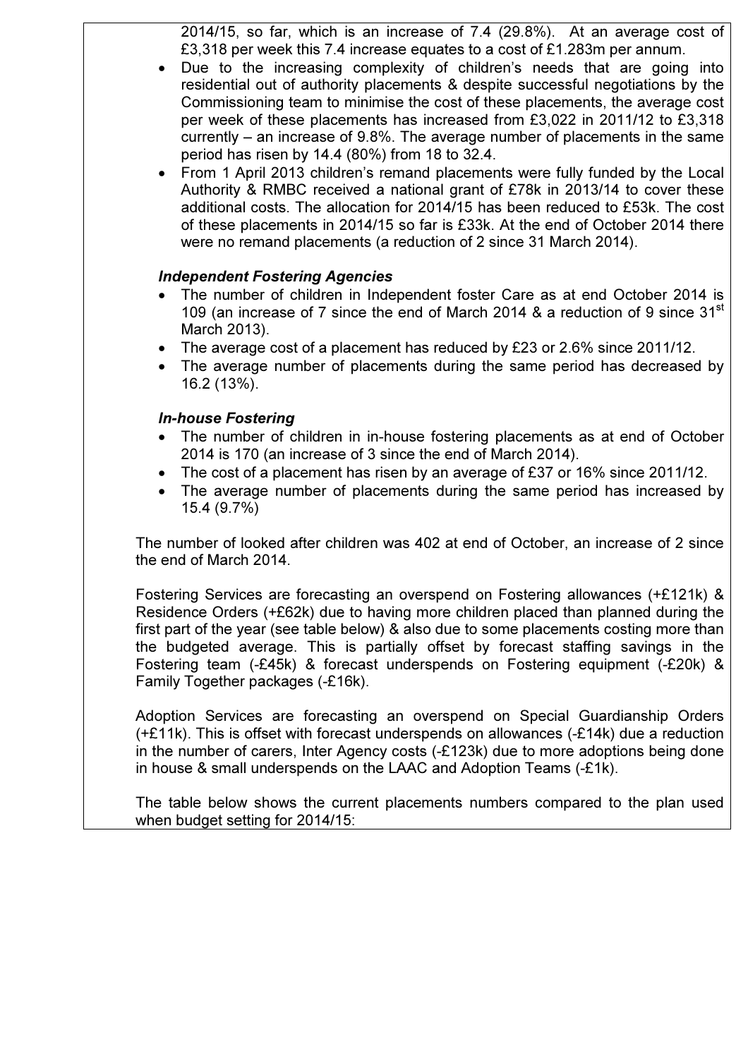2014/15, so far, which is an increase of 7.4 (29.8%). At an average cost of £3,318 per week this 7.4 increase equates to a cost of £1.283m per annum.

- Due to the increasing complexity of children's needs that are going into residential out of authority placements & despite successful negotiations by the Commissioning team to minimise the cost of these placements, the average cost per week of these placements has increased from £3,022 in 2011/12 to £3,318 currently – an increase of 9.8%. The average number of placements in the same period has risen by 14.4 (80%) from 18 to 32.4.
- From 1 April 2013 children's remand placements were fully funded by the Local Authority & RMBC received a national grant of £78k in 2013/14 to cover these additional costs. The allocation for 2014/15 has been reduced to £53k. The cost of these placements in 2014/15 so far is £33k. At the end of October 2014 there were no remand placements (a reduction of 2 since 31 March 2014).

***Independent Fostering Agencies***

- The number of children in Independent foster Care as at end October 2014 is 109 (an increase of 7 since the end of March 2014 & a reduction of 9 since 31st March 2013).
- The average cost of a placement has reduced by £23 or 2.6% since 2011/12.
- The average number of placements during the same period has decreased by 16.2 (13%).

***In-house Fostering***

- The number of children in in-house fostering placements as at end of October 2014 is 170 (an increase of 3 since the end of March 2014).
- The cost of a placement has risen by an average of £37 or 16% since 2011/12.
- The average number of placements during the same period has increased by 15.4 (9.7%)

The number of looked after children was 402 at end of October, an increase of 2 since the end of March 2014.

Fostering Services are forecasting an overspend on Fostering allowances (+£121k) & Residence Orders (+£62k) due to having more children placed than planned during the first part of the year (see table below) & also due to some placements costing more than the budgeted average. This is partially offset by forecast staffing savings in the Fostering team (-£45k) & forecast underspends on Fostering equipment (-£20k) & Family Together packages (-£16k).

Adoption Services are forecasting an overspend on Special Guardianship Orders (+£11k). This is offset with forecast underspends on allowances (-£14k) due a reduction in the number of carers, Inter Agency costs (-£123k) due to more adoptions being done in house & small underspends on the LAAC and Adoption Teams (-£1k).

The table below shows the current placements numbers compared to the plan used when budget setting for 2014/15: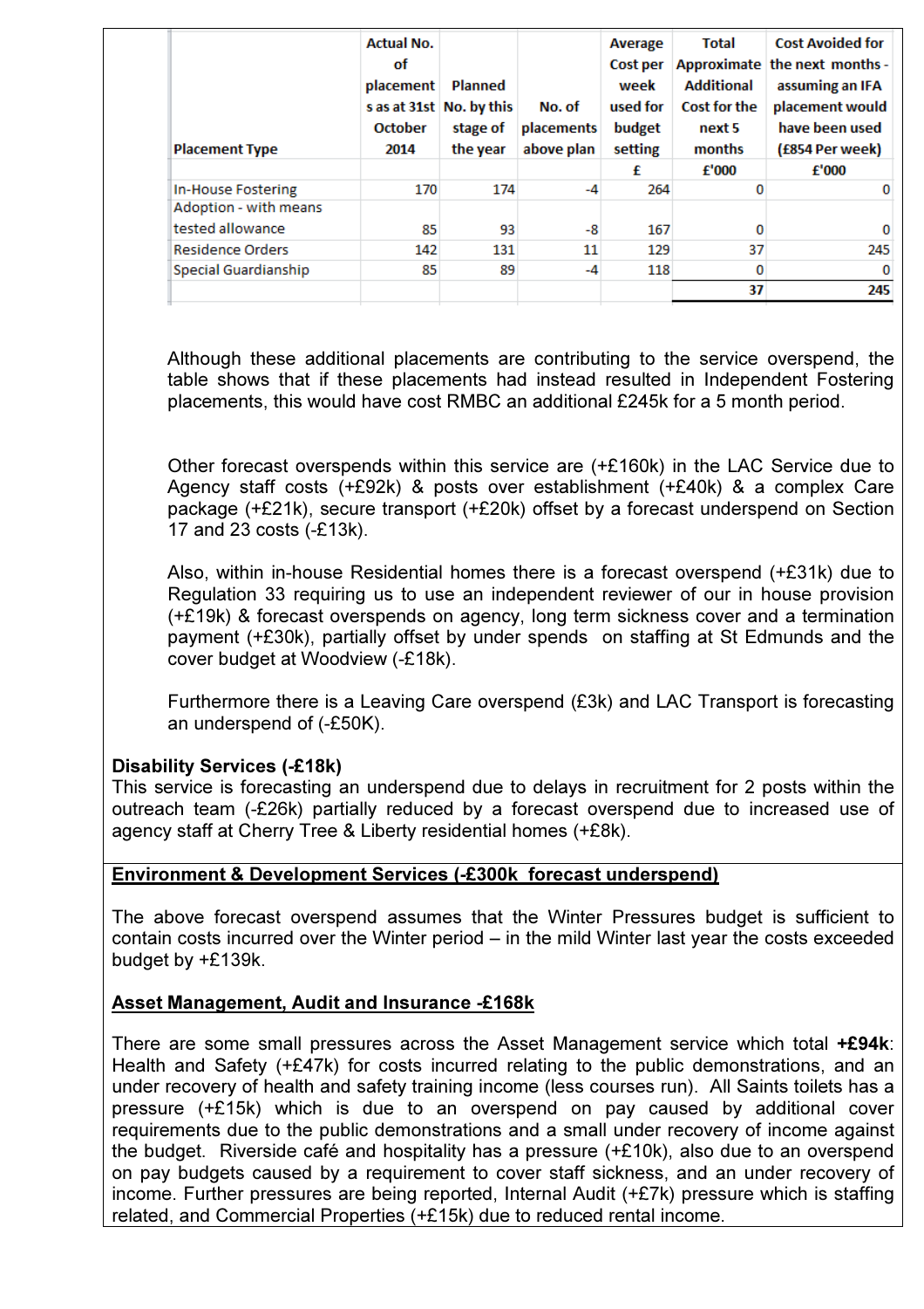| Placement Type | Actual No. of placements as at 31st October 2014 | Planned No. by this stage of the year | No. of placements above plan | Average Cost per week used for budget setting | Total Approximate Additional Cost for the next 5 months | Cost Avoided for the next months - assuming an IFA placement would have been used (£854 Per week) |
|---|---|---|---|---|---|---|
| | | | | £ | £'000 | £'000 |
| In-House Fostering | 170 | 174 | -4 | 264 | 0 | 0 |
| Adoption - with means tested allowance | 85 | 93 | -8 | 167 | 0 | 0 |
| Residence Orders | 142 | 131 | 11 | 129 | 37 | 245 |
| Special Guardianship | 85 | 89 | -4 | 118 | 0 | 0 |
| | | | | | 37 | 245 |

Although these additional placements are contributing to the service overspend, the table shows that if these placements had instead resulted in Independent Fostering placements, this would have cost RMBC an additional £245k for a 5 month period.

Other forecast overspends within this service are (+£160k) in the LAC Service due to Agency staff costs (+£92k) & posts over establishment (+£40k) & a complex Care package (+£21k), secure transport (+£20k) offset by a forecast underspend on Section 17 and 23 costs (-£13k).

Also, within in-house Residential homes there is a forecast overspend (+£31k) due to Regulation 33 requiring us to use an independent reviewer of our in house provision (+£19k) & forecast overspends on agency, long term sickness cover and a termination payment (+£30k), partially offset by under spends on staffing at St Edmunds and the cover budget at Woodview (-£18k).

Furthermore there is a Leaving Care overspend (£3k) and LAC Transport is forecasting an underspend of (-£50K).

**Disability Services (-£18k)**
This service is forecasting an underspend due to delays in recruitment for 2 posts within the outreach team (-£26k) partially reduced by a forecast overspend due to increased use of agency staff at Cherry Tree & Liberty residential homes (+£8k).

**Environment & Development Services (-£300k forecast underspend)**

The above forecast overspend assumes that the Winter Pressures budget is sufficient to contain costs incurred over the Winter period – in the mild Winter last year the costs exceeded budget by +£139k.

**Asset Management, Audit and Insurance -£168k**

There are some small pressures across the Asset Management service which total **+£94k**: Health and Safety (+£47k) for costs incurred relating to the public demonstrations, and an under recovery of health and safety training income (less courses run). All Saints toilets has a pressure (+£15k) which is due to an overspend on pay caused by additional cover requirements due to the public demonstrations and a small under recovery of income against the budget. Riverside café and hospitality has a pressure (+£10k), also due to an overspend on pay budgets caused by a requirement to cover staff sickness, and an under recovery of income. Further pressures are being reported, Internal Audit (+£7k) pressure which is staffing related, and Commercial Properties (+£15k) due to reduced rental income.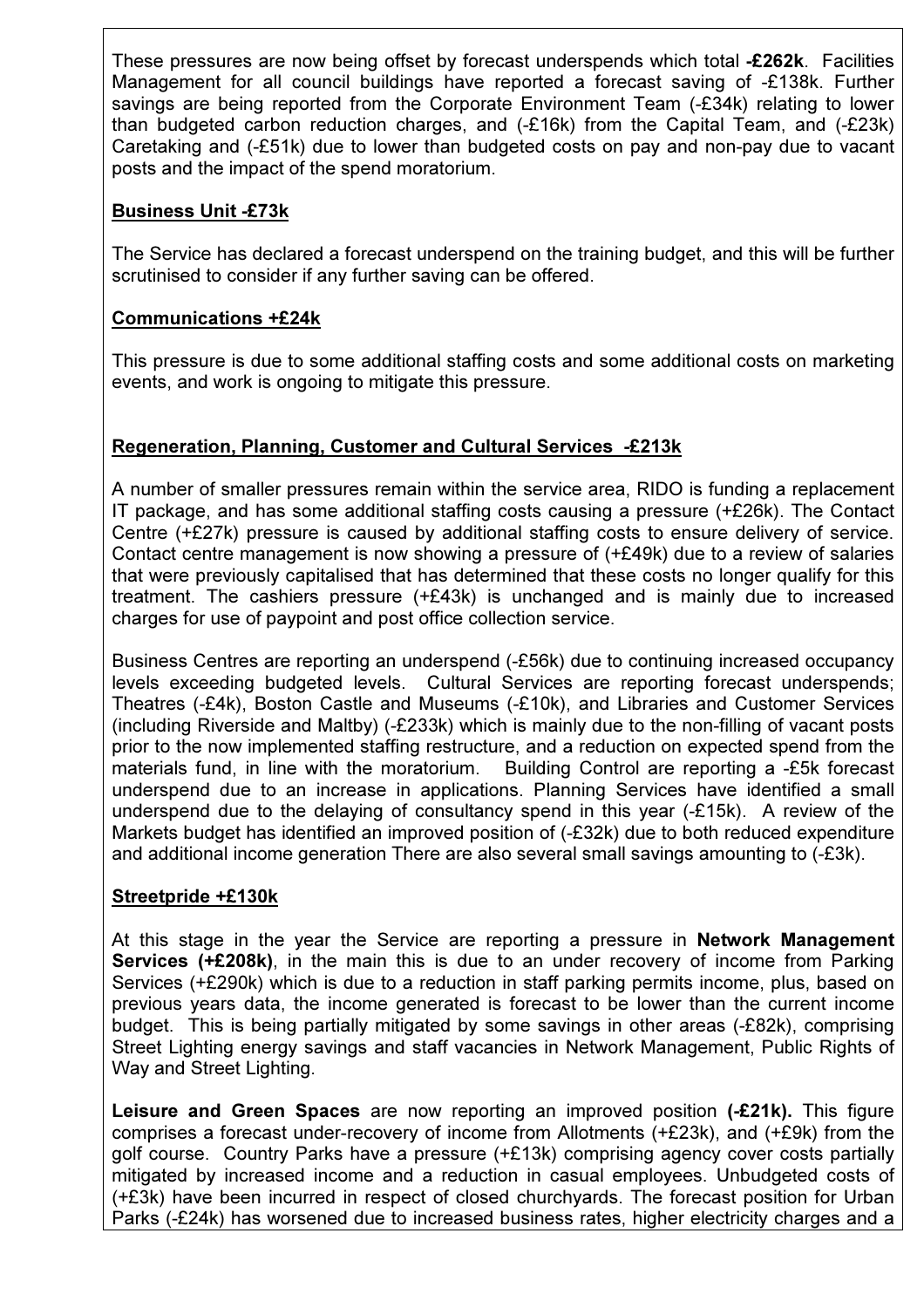These pressures are now being offset by forecast underspends which total **-£262k**. Facilities Management for all council buildings have reported a forecast saving of -£138k. Further savings are being reported from the Corporate Environment Team (-£34k) relating to lower than budgeted carbon reduction charges, and (-£16k) from the Capital Team, and (-£23k) Caretaking and (-£51k) due to lower than budgeted costs on pay and non-pay due to vacant posts and the impact of the spend moratorium.

**Business Unit -£73k**

The Service has declared a forecast underspend on the training budget, and this will be further scrutinised to consider if any further saving can be offered.

**Communications +£24k**

This pressure is due to some additional staffing costs and some additional costs on marketing events, and work is ongoing to mitigate this pressure.

**Regeneration, Planning, Customer and Cultural Services -£213k**

A number of smaller pressures remain within the service area, RIDO is funding a replacement IT package, and has some additional staffing costs causing a pressure (+£26k). The Contact Centre (+£27k) pressure is caused by additional staffing costs to ensure delivery of service. Contact centre management is now showing a pressure of (+£49k) due to a review of salaries that were previously capitalised that has determined that these costs no longer qualify for this treatment. The cashiers pressure (+£43k) is unchanged and is mainly due to increased charges for use of paypoint and post office collection service.

Business Centres are reporting an underspend (-£56k) due to continuing increased occupancy levels exceeding budgeted levels. Cultural Services are reporting forecast underspends; Theatres (-£4k), Boston Castle and Museums (-£10k), and Libraries and Customer Services (including Riverside and Maltby) (-£233k) which is mainly due to the non-filling of vacant posts prior to the now implemented staffing restructure, and a reduction on expected spend from the materials fund, in line with the moratorium. Building Control are reporting a -£5k forecast underspend due to an increase in applications. Planning Services have identified a small underspend due to the delaying of consultancy spend in this year (-£15k). A review of the Markets budget has identified an improved position of (-£32k) due to both reduced expenditure and additional income generation There are also several small savings amounting to (-£3k).

**Streetpride +£130k**

At this stage in the year the Service are reporting a pressure in **Network Management Services (+£208k)**, in the main this is due to an under recovery of income from Parking Services (+£290k) which is due to a reduction in staff parking permits income, plus, based on previous years data, the income generated is forecast to be lower than the current income budget. This is being partially mitigated by some savings in other areas (-£82k), comprising Street Lighting energy savings and staff vacancies in Network Management, Public Rights of Way and Street Lighting.

**Leisure and Green Spaces** are now reporting an improved position **(-£21k).** This figure comprises a forecast under-recovery of income from Allotments (+£23k), and (+£9k) from the golf course. Country Parks have a pressure (+£13k) comprising agency cover costs partially mitigated by increased income and a reduction in casual employees. Unbudgeted costs of (+£3k) have been incurred in respect of closed churchyards. The forecast position for Urban Parks (-£24k) has worsened due to increased business rates, higher electricity charges and a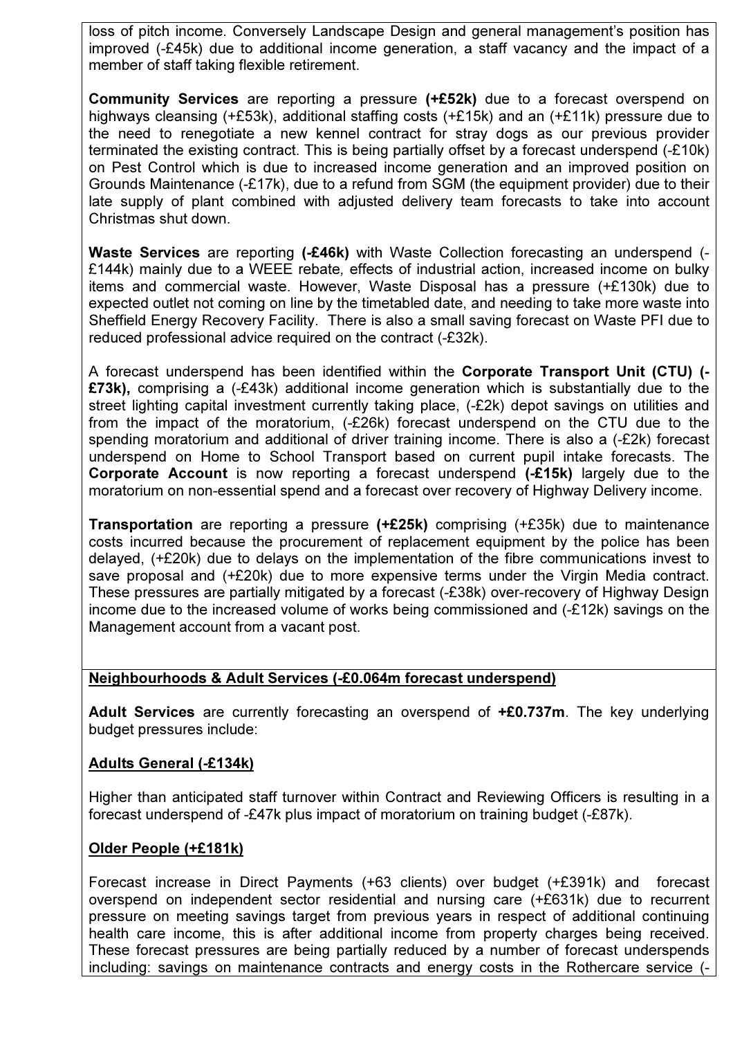loss of pitch income. Conversely Landscape Design and general management's position has improved (-£45k) due to additional income generation, a staff vacancy and the impact of a member of staff taking flexible retirement.

**Community Services** are reporting a pressure **(+£52k)** due to a forecast overspend on highways cleansing (+£53k), additional staffing costs (+£15k) and an (+£11k) pressure due to the need to renegotiate a new kennel contract for stray dogs as our previous provider terminated the existing contract. This is being partially offset by a forecast underspend (-£10k) on Pest Control which is due to increased income generation and an improved position on Grounds Maintenance (-£17k), due to a refund from SGM (the equipment provider) due to their late supply of plant combined with adjusted delivery team forecasts to take into account Christmas shut down.

**Waste Services** are reporting **(-£46k)** with Waste Collection forecasting an underspend (-£144k) mainly due to a WEEE rebate, effects of industrial action, increased income on bulky items and commercial waste. However, Waste Disposal has a pressure (+£130k) due to expected outlet not coming on line by the timetabled date, and needing to take more waste into Sheffield Energy Recovery Facility. There is also a small saving forecast on Waste PFI due to reduced professional advice required on the contract (-£32k).

A forecast underspend has been identified within the **Corporate Transport Unit (CTU) (-£73k),** comprising a (-£43k) additional income generation which is substantially due to the street lighting capital investment currently taking place, (-£2k) depot savings on utilities and from the impact of the moratorium, (-£26k) forecast underspend on the CTU due to the spending moratorium and additional of driver training income. There is also a (-£2k) forecast underspend on Home to School Transport based on current pupil intake forecasts. The **Corporate Account** is now reporting a forecast underspend **(-£15k)** largely due to the moratorium on non-essential spend and a forecast over recovery of Highway Delivery income.

**Transportation** are reporting a pressure **(+£25k)** comprising (+£35k) due to maintenance costs incurred because the procurement of replacement equipment by the police has been delayed, (+£20k) due to delays on the implementation of the fibre communications invest to save proposal and (+£20k) due to more expensive terms under the Virgin Media contract. These pressures are partially mitigated by a forecast (-£38k) over-recovery of Highway Design income due to the increased volume of works being commissioned and (-£12k) savings on the Management account from a vacant post.

**<u>Neighbourhoods & Adult Services (-£0.064m forecast underspend)</u>**

**Adult Services** are currently forecasting an overspend of **+£0.737m**. The key underlying budget pressures include:

**<u>Adults General (-£134k)</u>**

Higher than anticipated staff turnover within Contract and Reviewing Officers is resulting in a forecast underspend of -£47k plus impact of moratorium on training budget (-£87k).

**<u>Older People (+£181k)</u>**

Forecast increase in Direct Payments (+63 clients) over budget (+£391k) and forecast overspend on independent sector residential and nursing care (+£631k) due to recurrent pressure on meeting savings target from previous years in respect of additional continuing health care income, this is after additional income from property charges being received. These forecast pressures are being partially reduced by a number of forecast underspends including: savings on maintenance contracts and energy costs in the Rothercare service (-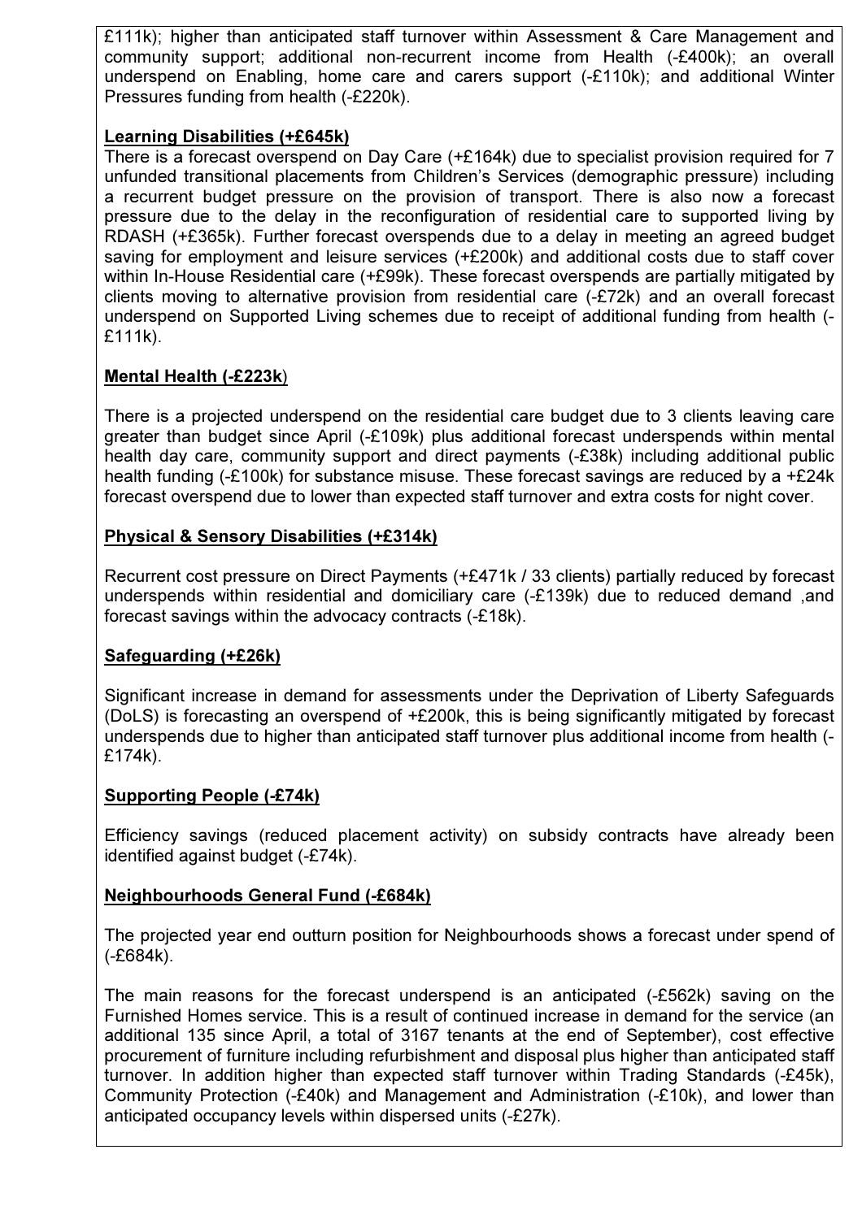£111k); higher than anticipated staff turnover within Assessment & Care Management and community support; additional non-recurrent income from Health (-£400k); an overall underspend on Enabling, home care and carers support (-£110k); and additional Winter Pressures funding from health (-£220k).

**Learning Disabilities (+£645k)**

There is a forecast overspend on Day Care (+£164k) due to specialist provision required for 7 unfunded transitional placements from Children's Services (demographic pressure) including a recurrent budget pressure on the provision of transport. There is also now a forecast pressure due to the delay in the reconfiguration of residential care to supported living by RDASH (+£365k). Further forecast overspends due to a delay in meeting an agreed budget saving for employment and leisure services (+£200k) and additional costs due to staff cover within In-House Residential care (+£99k). These forecast overspends are partially mitigated by clients moving to alternative provision from residential care (-£72k) and an overall forecast underspend on Supported Living schemes due to receipt of additional funding from health (-£111k).

**Mental Health (-£223k)**

There is a projected underspend on the residential care budget due to 3 clients leaving care greater than budget since April (-£109k) plus additional forecast underspends within mental health day care, community support and direct payments (-£38k) including additional public health funding (-£100k) for substance misuse. These forecast savings are reduced by a +£24k forecast overspend due to lower than expected staff turnover and extra costs for night cover.

**Physical & Sensory Disabilities (+£314k)**

Recurrent cost pressure on Direct Payments (+£471k / 33 clients) partially reduced by forecast underspends within residential and domiciliary care (-£139k) due to reduced demand ,and forecast savings within the advocacy contracts (-£18k).

**Safeguarding (+£26k)**

Significant increase in demand for assessments under the Deprivation of Liberty Safeguards (DoLS) is forecasting an overspend of +£200k, this is being significantly mitigated by forecast underspends due to higher than anticipated staff turnover plus additional income from health (-£174k).

**Supporting People (-£74k)**

Efficiency savings (reduced placement activity) on subsidy contracts have already been identified against budget (-£74k).

**Neighbourhoods General Fund (-£684k)**

The projected year end outturn position for Neighbourhoods shows a forecast under spend of (-£684k).

The main reasons for the forecast underspend is an anticipated (-£562k) saving on the Furnished Homes service. This is a result of continued increase in demand for the service (an additional 135 since April, a total of 3167 tenants at the end of September), cost effective procurement of furniture including refurbishment and disposal plus higher than anticipated staff turnover. In addition higher than expected staff turnover within Trading Standards (-£45k), Community Protection (-£40k) and Management and Administration (-£10k), and lower than anticipated occupancy levels within dispersed units (-£27k).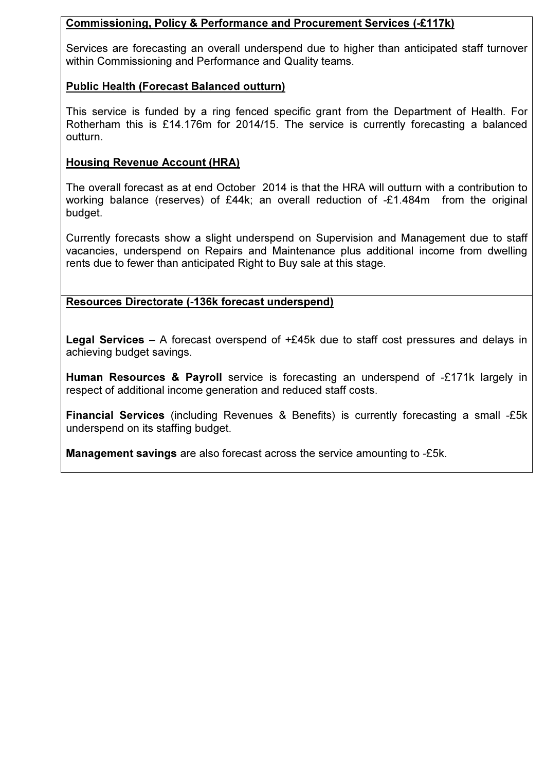**Commissioning, Policy & Performance and Procurement Services (-£117k)**

Services are forecasting an overall underspend due to higher than anticipated staff turnover within Commissioning and Performance and Quality teams.

**Public Health (Forecast Balanced outturn)**

This service is funded by a ring fenced specific grant from the Department of Health. For Rotherham this is £14.176m for 2014/15. The service is currently forecasting a balanced outturn.

**Housing Revenue Account (HRA)**

The overall forecast as at end October 2014 is that the HRA will outturn with a contribution to working balance (reserves) of £44k; an overall reduction of -£1.484m from the original budget.

Currently forecasts show a slight underspend on Supervision and Management due to staff vacancies, underspend on Repairs and Maintenance plus additional income from dwelling rents due to fewer than anticipated Right to Buy sale at this stage.

**Resources Directorate (-136k forecast underspend)**

**Legal Services** – A forecast overspend of +£45k due to staff cost pressures and delays in achieving budget savings.

**Human Resources & Payroll** service is forecasting an underspend of -£171k largely in respect of additional income generation and reduced staff costs.

**Financial Services** (including Revenues & Benefits) is currently forecasting a small -£5k underspend on its staffing budget.

**Management savings** are also forecast across the service amounting to -£5k.